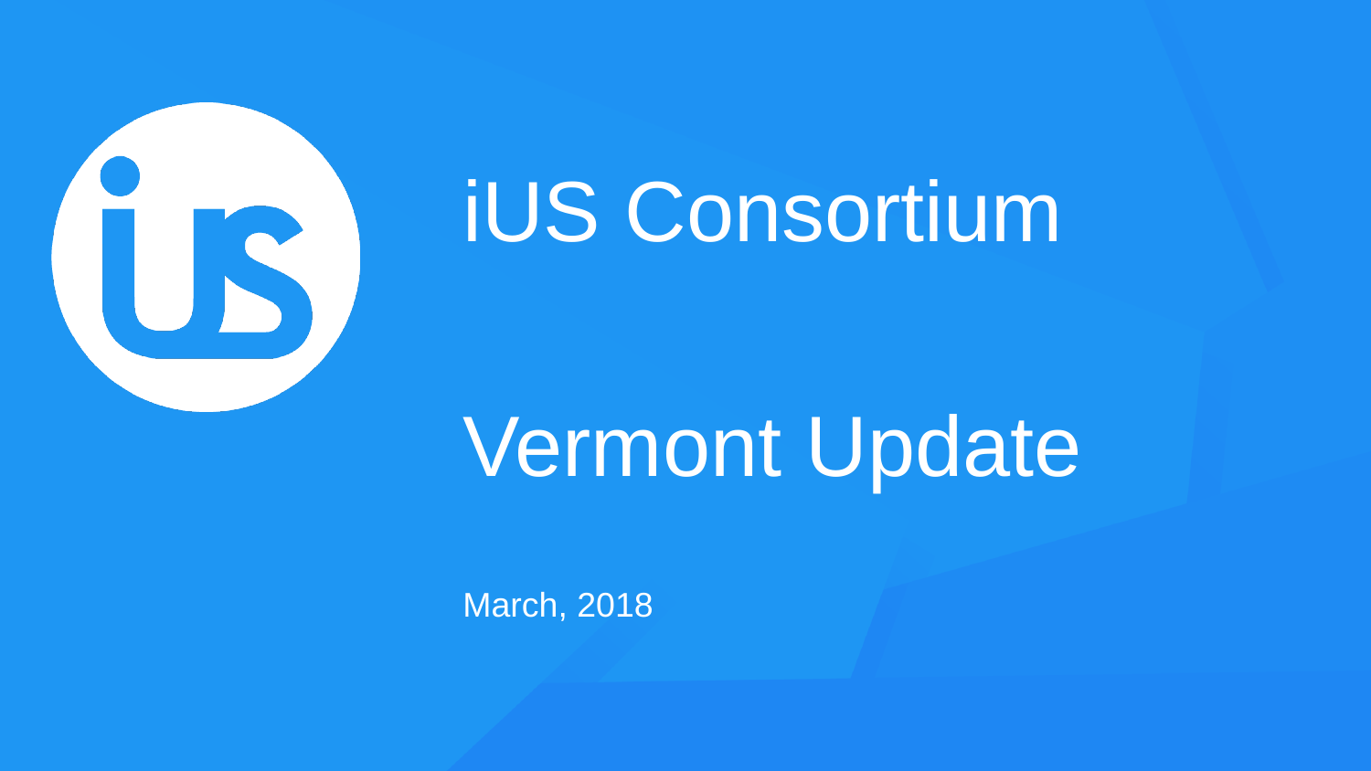# iUS Consortium

# Vermont Update

March, 2018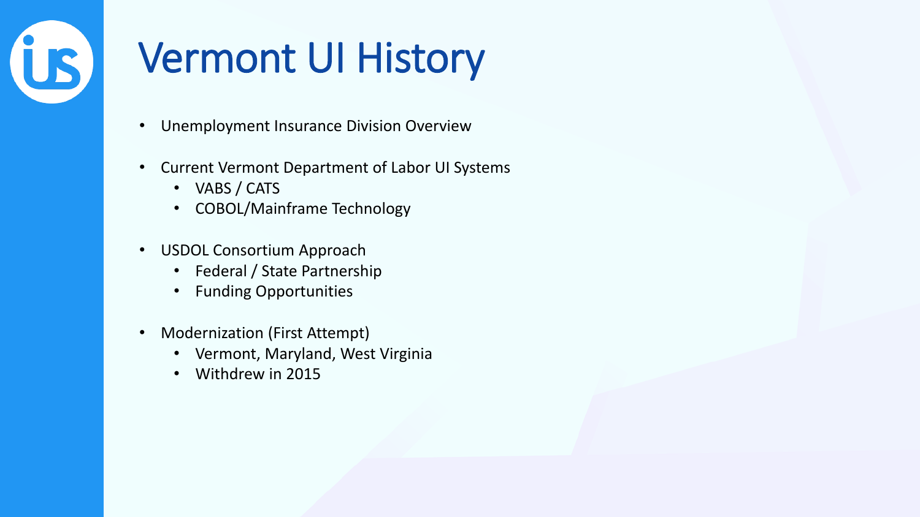# Vermont UI History

- Unemployment Insurance Division Overview
- Current Vermont Department of Labor UI Systems
  - VABS / CATS
  - COBOL/Mainframe Technology
- USDOL Consortium Approach
  - Federal / State Partnership
  - Funding Opportunities
- Modernization (First Attempt)
  - Vermont, Maryland, West Virginia
  - Withdrew in 2015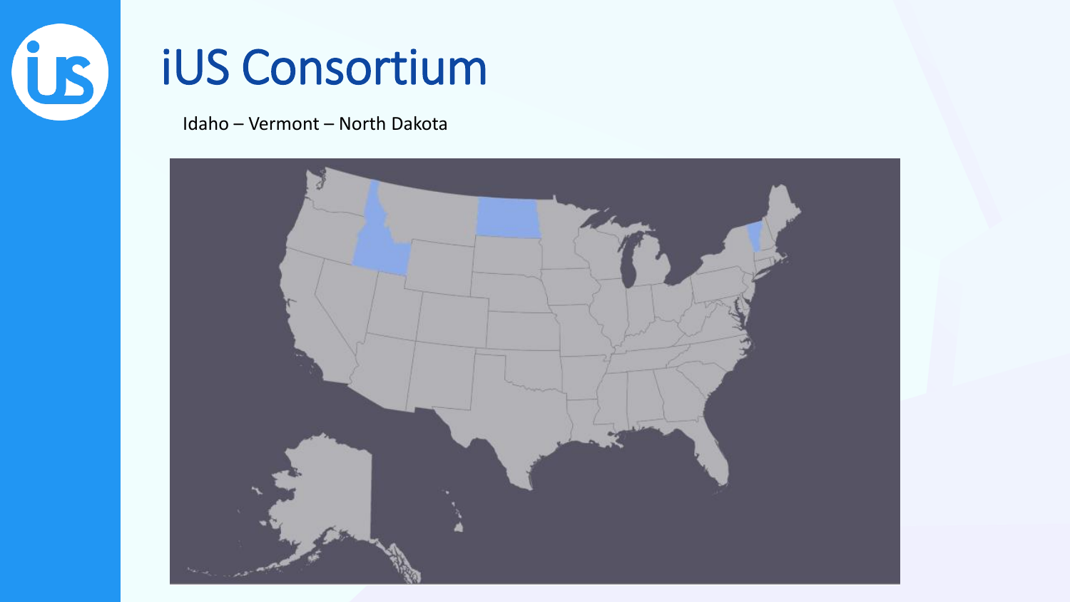# iUS Consortium

Idaho – Vermont – North Dakota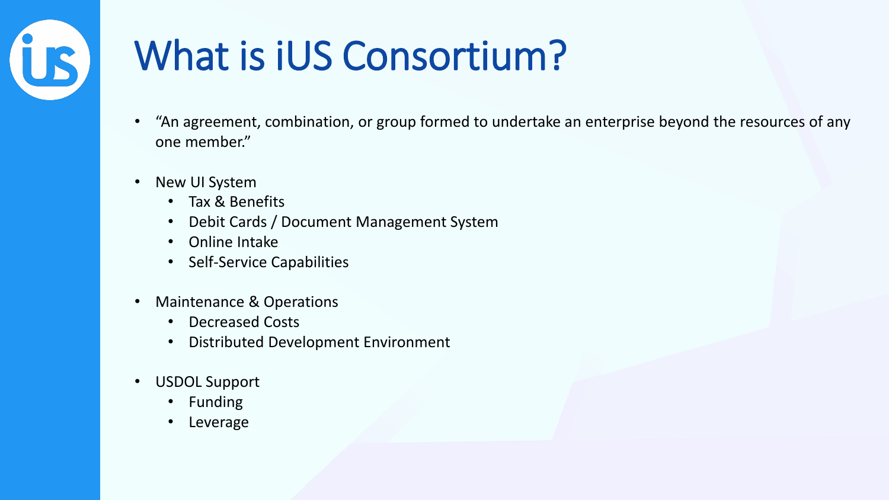# What is iUS Consortium?

- "An agreement, combination, or group formed to undertake an enterprise beyond the resources of any one member."
- New UI System
  - Tax & Benefits
  - Debit Cards / Document Management System
  - Online Intake
  - Self-Service Capabilities
- Maintenance & Operations
  - Decreased Costs
  - Distributed Development Environment
- USDOL Support
  - Funding
  - Leverage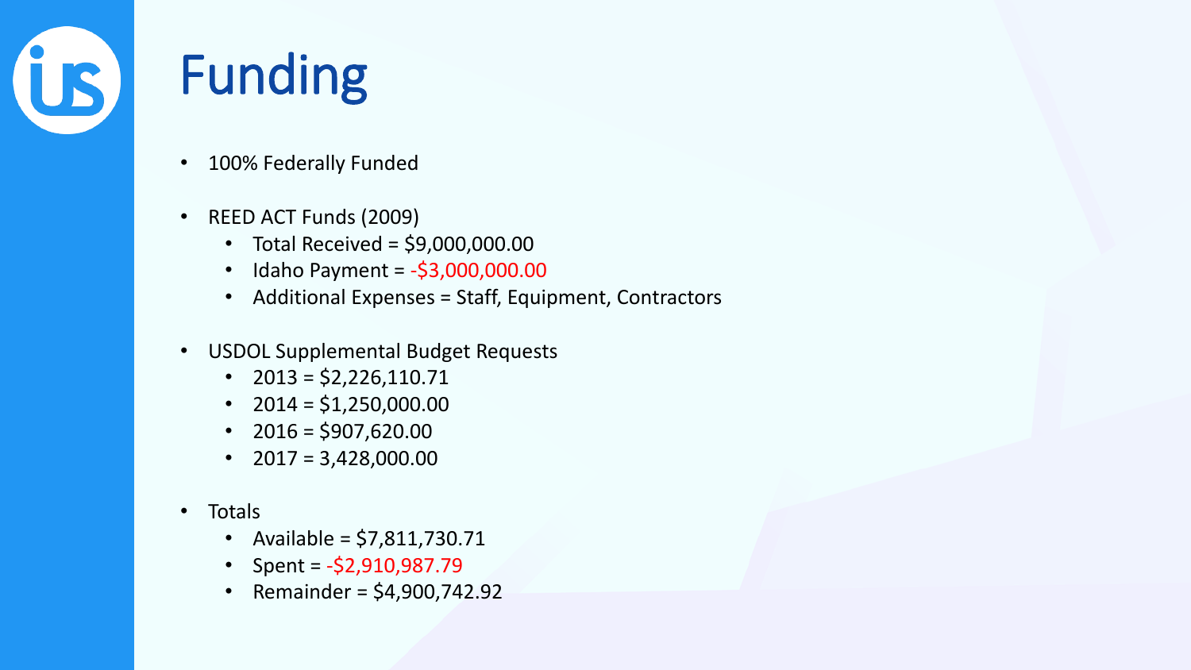# Funding

- 100% Federally Funded
- REED ACT Funds (2009)
  - Total Received = $9,000,000.00
  - Idaho Payment = -$3,000,000.00
  - Additional Expenses = Staff, Equipment, Contractors
- USDOL Supplemental Budget Requests
  - 2013 = $2,226,110.71
  - 2014 = $1,250,000.00
  - 2016 = $907,620.00
  - 2017 = 3,428,000.00
- Totals
  - Available = $7,811,730.71
  - Spent = -$2,910,987.79
  - Remainder = $4,900,742.92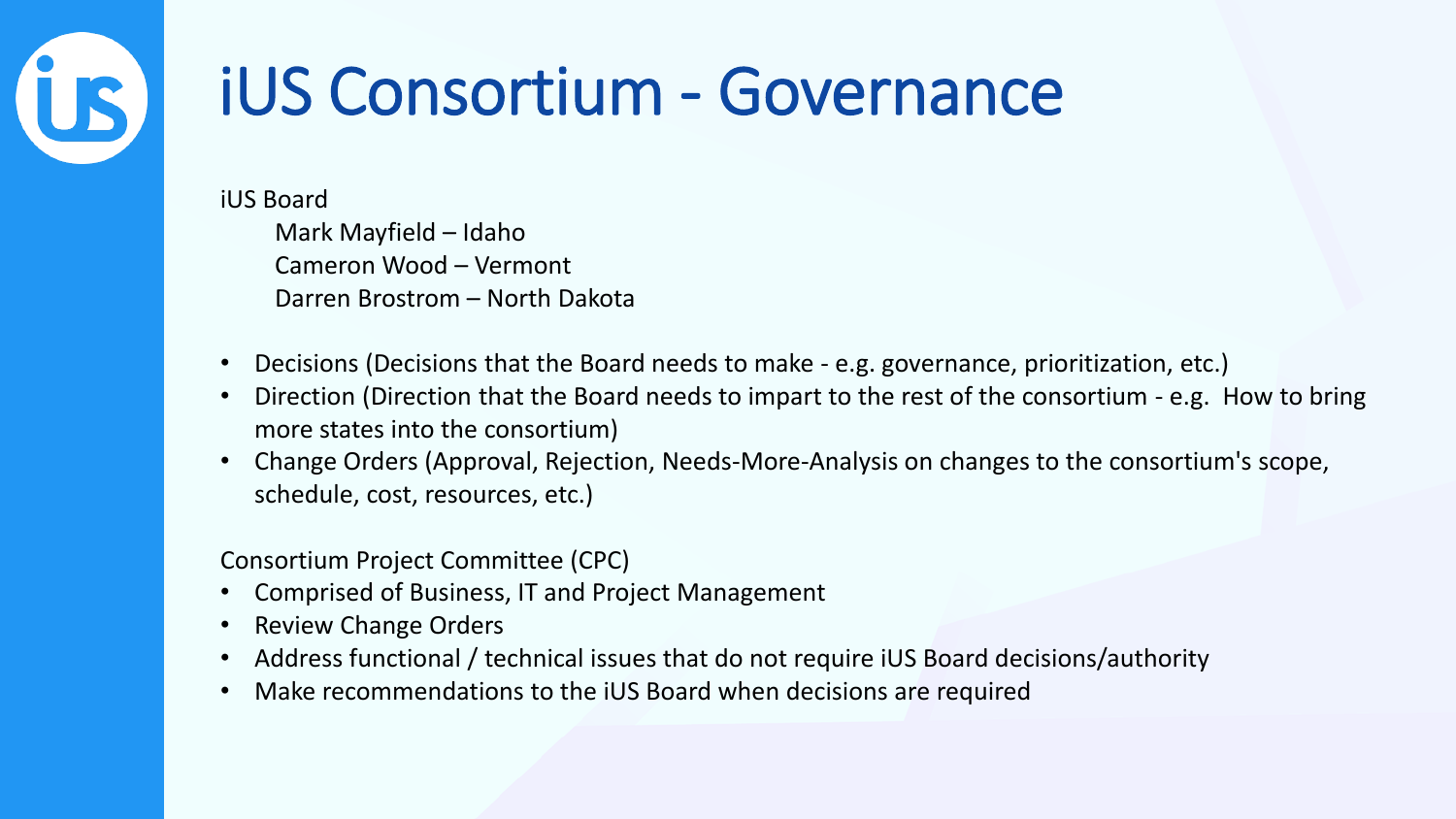# iUS Consortium - Governance

iUS Board

Mark Mayfield – Idaho
Cameron Wood – Vermont
Darren Brostrom – North Dakota

- Decisions (Decisions that the Board needs to make - e.g. governance, prioritization, etc.)
- Direction (Direction that the Board needs to impart to the rest of the consortium - e.g. How to bring more states into the consortium)
- Change Orders (Approval, Rejection, Needs-More-Analysis on changes to the consortium's scope, schedule, cost, resources, etc.)

Consortium Project Committee (CPC)

- Comprised of Business, IT and Project Management
- Review Change Orders
- Address functional / technical issues that do not require iUS Board decisions/authority
- Make recommendations to the iUS Board when decisions are required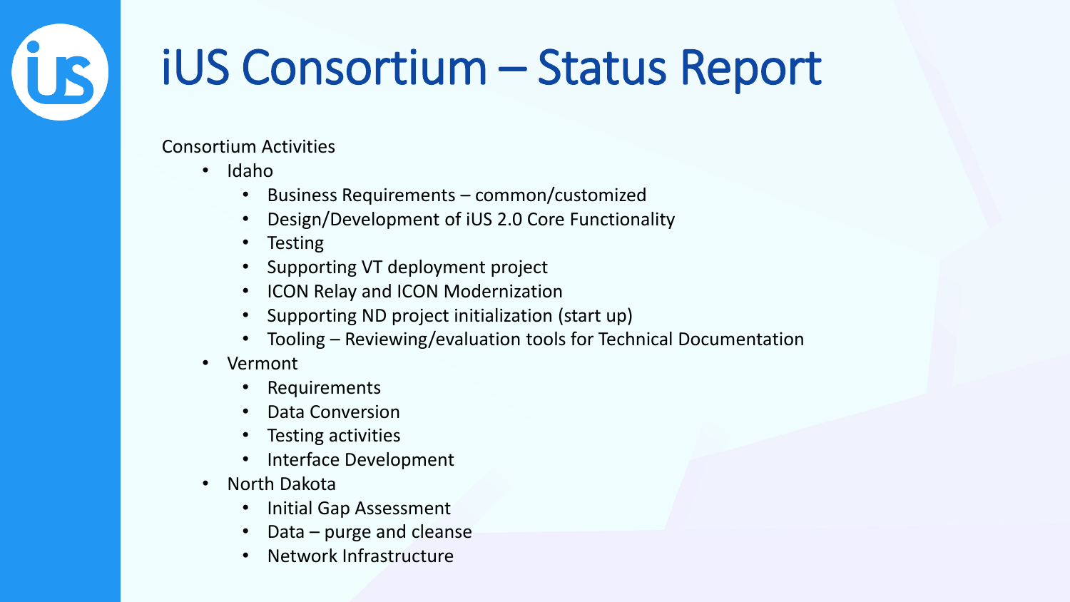# iUS Consortium – Status Report

Consortium Activities

- Idaho
  - Business Requirements – common/customized
  - Design/Development of iUS 2.0 Core Functionality
  - Testing
  - Supporting VT deployment project
  - ICON Relay and ICON Modernization
  - Supporting ND project initialization (start up)
  - Tooling – Reviewing/evaluation tools for Technical Documentation
- Vermont
  - Requirements
  - Data Conversion
  - Testing activities
  - Interface Development
- North Dakota
  - Initial Gap Assessment
  - Data – purge and cleanse
  - Network Infrastructure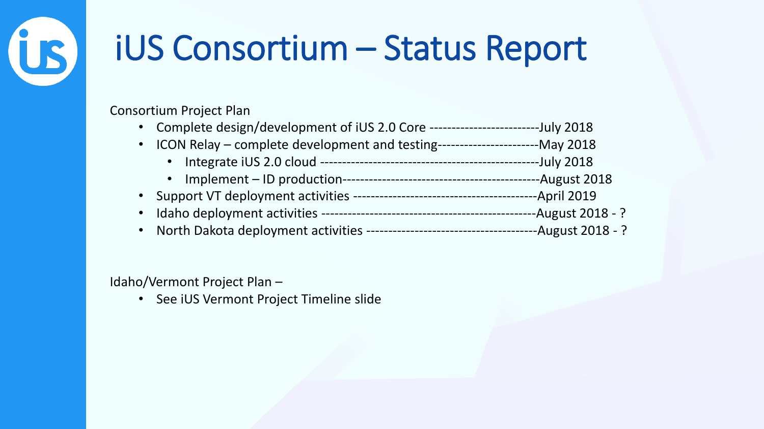# iUS Consortium – Status Report

Consortium Project Plan

- Complete design/development of iUS 2.0 Core ------------------------July 2018
- ICON Relay – complete development and testing----------------------May 2018
  - Integrate iUS 2.0 cloud -----------------------------------------------July 2018
  - Implement – ID production------------------------------------------August 2018
- Support VT deployment activities ----------------------------------------April 2019
- Idaho deployment activities ----------------------------------------------August 2018 - ?
- North Dakota deployment activities -------------------------------------August 2018 - ?

Idaho/Vermont Project Plan –

- See iUS Vermont Project Timeline slide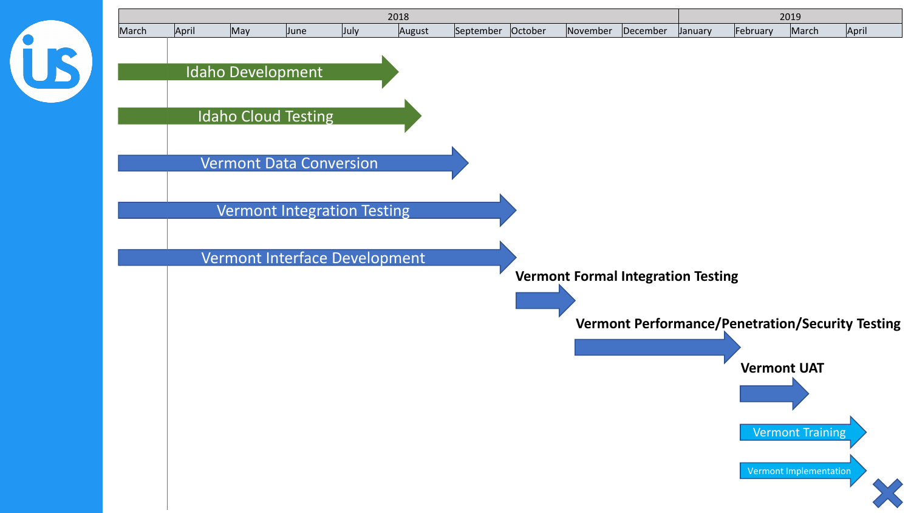| 2018 | | | | | | | | | | 2019 | | | |
|---|---|---|---|---|---|---|---|---|---|---|---|---|---|
| March | April | May | June | July | August | September | October | November | December | January | February | March | April |

- Idaho Development
- Idaho Cloud Testing
- Vermont Data Conversion
- Vermont Integration Testing
- Vermont Interface Development
- **Vermont Formal Integration Testing**
- **Vermont Performance/Penetration/Security Testing**
- **Vermont UAT**
- Vermont Training
- Vermont Implementation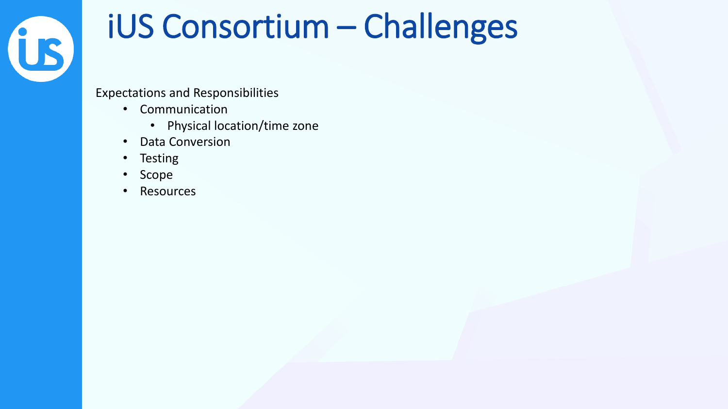# iUS Consortium – Challenges

Expectations and Responsibilities

- Communication
  - Physical location/time zone
- Data Conversion
- Testing
- Scope
- Resources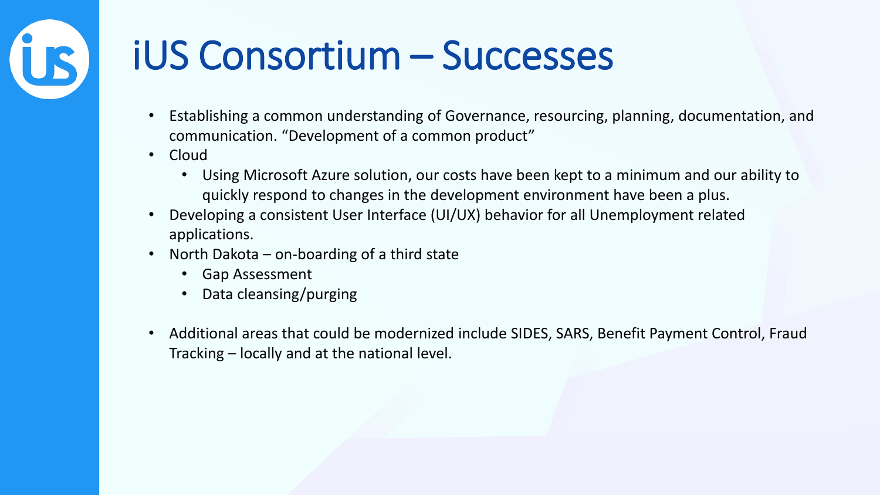# iUS Consortium – Successes

- Establishing a common understanding of Governance, resourcing, planning, documentation, and communication. "Development of a common product"
- Cloud
  - Using Microsoft Azure solution, our costs have been kept to a minimum and our ability to quickly respond to changes in the development environment have been a plus.
- Developing a consistent User Interface (UI/UX) behavior for all Unemployment related applications.
- North Dakota – on-boarding of a third state
  - Gap Assessment
  - Data cleansing/purging
- Additional areas that could be modernized include SIDES, SARS, Benefit Payment Control, Fraud Tracking – locally and at the national level.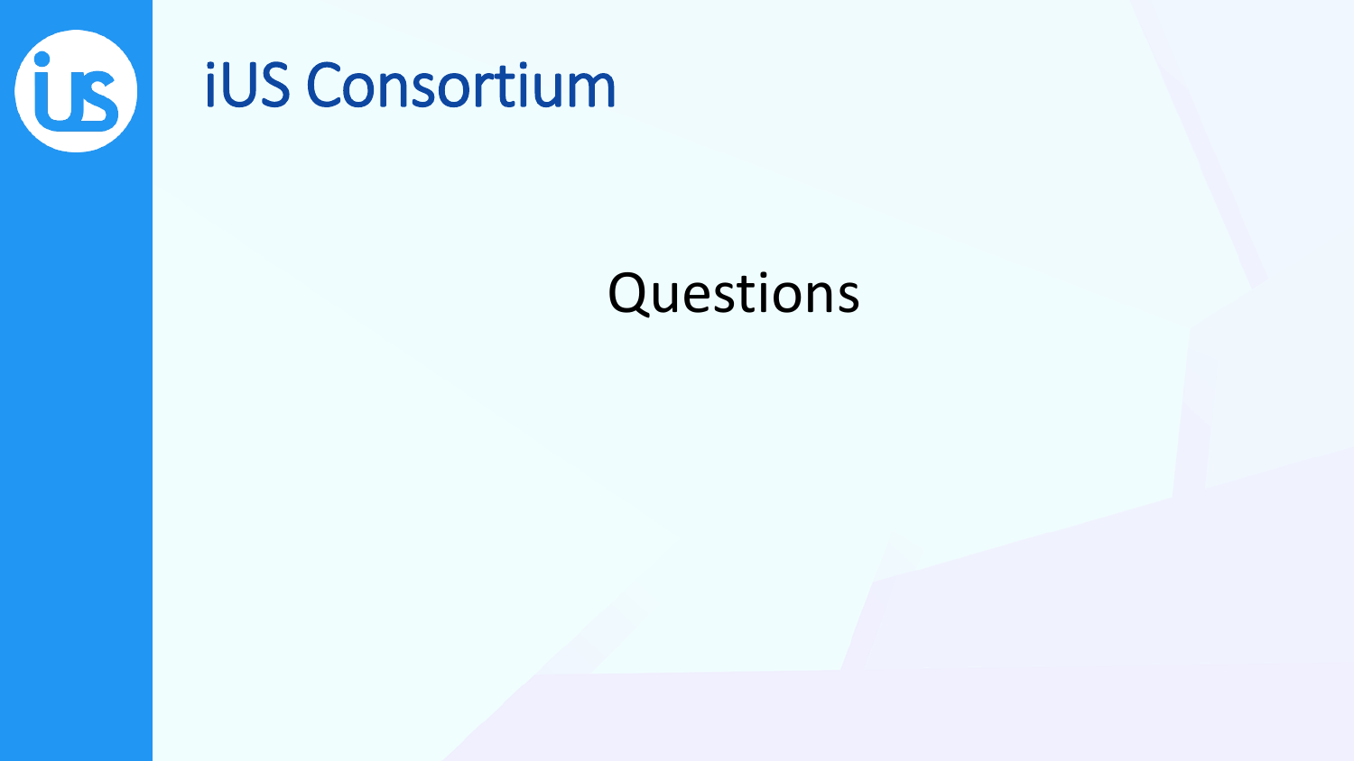# iUS Consortium

Questions